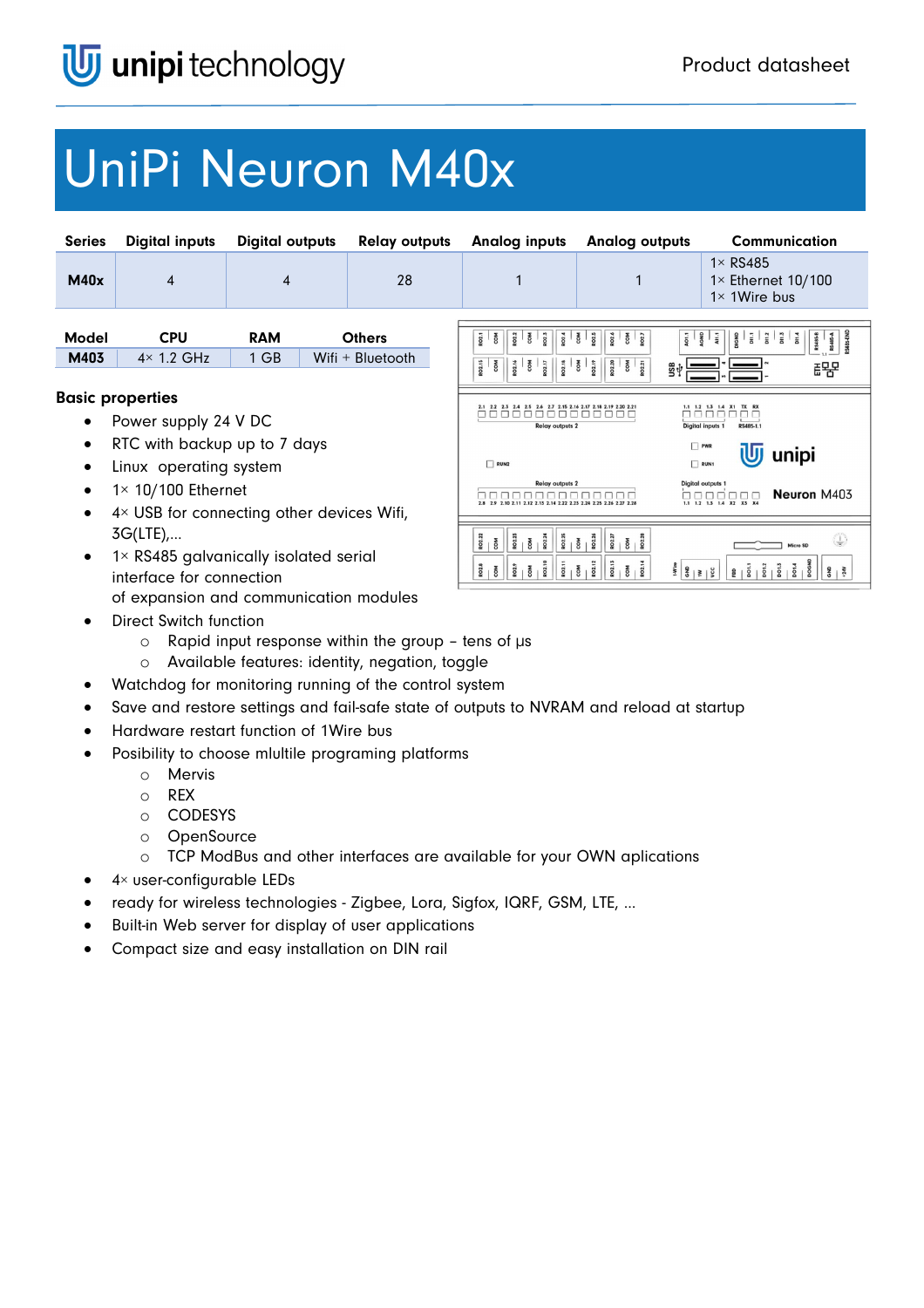# UniPi Neuron M40x

| Series | Digital inputs | Digital outputs | Relay outputs | Analog inputs | Analog outputs | Communication |
|---|---|---|---|---|---|---|
| **M40x** | 4 | 4 | 28 | 1 | 1 | 1× RS485<br>1× Ethernet 10/100<br>1× 1Wire bus |

| Model | CPU | RAM | Others |
|---|---|---|---|
| **M403** | 4× 1.2 GHz | 1 GB | Wifi + Bluetooth |

### Basic properties

- Power supply 24 V DC
- RTC with backup up to 7 days
- Linux operating system
- 1× 10/100 Ethernet
- 4× USB for connecting other devices Wifi, 3G(LTE),...
- 1× RS485 galvanically isolated serial interface for connection of expansion and communication modules
- Direct Switch function
  - Rapid input response within the group – tens of μs
  - Available features: identity, negation, toggle
- Watchdog for monitoring running of the control system
- Save and restore settings and fail-safe state of outputs to NVRAM and reload at startup
- Hardware restart function of 1Wire bus
- Posibility to choose mlultile programing platforms
  - Mervis
  - REX
  - CODESYS
  - OpenSource
  - TCP ModBus and other interfaces are available for your OWN aplications
- 4× user-configurable LEDs
- ready for wireless technologies - Zigbee, Lora, Sigfox, IQRF, GSM, LTE, ...
- Built-in Web server for display of user applications
- Compact size and easy installation on DIN rail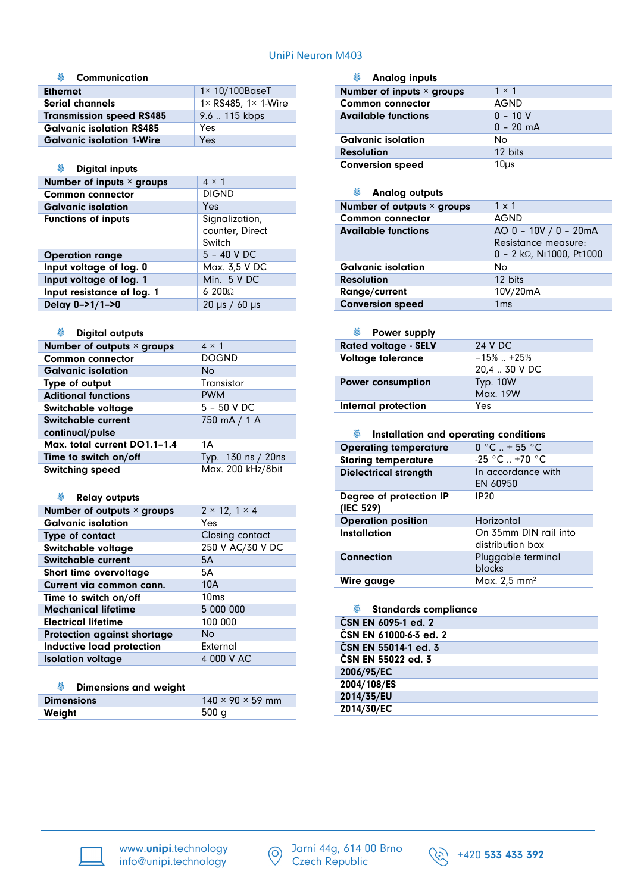# UniPi Neuron M403

## Communication

| | |
|---|---|
| **Ethernet** | 1× 10/100BaseT |
| **Serial channels** | 1× RS485, 1× 1-Wire |
| **Transmission speed RS485** | 9.6 .. 115 kbps |
| **Galvanic isolation RS485** | Yes |
| **Galvanic isolation 1-Wire** | Yes |

## Digital inputs

| | |
|---|---|
| **Number of inputs × groups** | 4 × 1 |
| **Common connector** | DIGND |
| **Galvanic isolation** | Yes |
| **Functions of inputs** | Signalization, counter, Direct Switch |
| **Operation range** | 5 – 40 V DC |
| **Input voltage of log. 0** | Max. 3,5 V DC |
| **Input voltage of log. 1** | Min. 5 V DC |
| **Input resistance of log. 1** | 6 200Ω |
| **Delay 0–>1/1–>0** | 20 µs / 60 µs |

## Digital outputs

| | |
|---|---|
| **Number of outputs × groups** | 4 × 1 |
| **Common connector** | DOGND |
| **Galvanic isolation** | No |
| **Type of output** | Transistor |
| **Aditional functions** | PWM |
| **Switchable voltage** | 5 – 50 V DC |
| **Switchable current continual/pulse** | 750 mA / 1 A |
| **Max. total current DO1.1–1.4** | 1A |
| **Time to switch on/off** | Typ. 130 ns / 20ns |
| **Switching speed** | Max. 200 kHz/8bit |

## Relay outputs

| | |
|---|---|
| **Number of outputs × groups** | 2 × 12, 1 × 4 |
| **Galvanic isolation** | Yes |
| **Type of contact** | Closing contact |
| **Switchable voltage** | 250 V AC/30 V DC |
| **Switchable current** | 5A |
| **Short time overvoltage** | 5A |
| **Current via common conn.** | 10A |
| **Time to switch on/off** | 10ms |
| **Mechanical lifetime** | 5 000 000 |
| **Electrical lifetime** | 100 000 |
| **Protection against shortage** | No |
| **Inductive load protection** | External |
| **Isolation voltage** | 4 000 V AC |

## Dimensions and weight

| | |
|---|---|
| **Dimensions** | 140 × 90 × 59 mm |
| **Weight** | 500 g |

## Analog inputs

| | |
|---|---|
| **Number of inputs × groups** | 1 × 1 |
| **Common connector** | AGND |
| **Available functions** | 0 – 10 V<br>0 – 20 mA |
| **Galvanic isolation** | No |
| **Resolution** | 12 bits |
| **Conversion speed** | 10µs |

## Analog outputs

| | |
|---|---|
| **Number of outputs × groups** | 1 x 1 |
| **Common connector** | AGND |
| **Available functions** | AO 0 – 10V / 0 – 20mA<br>Resistance measure:<br>0 – 2 kΩ, Ni1000, Pt1000 |
| **Galvanic isolation** | No |
| **Resolution** | 12 bits |
| **Range/current** | 10V/20mA |
| **Conversion speed** | 1ms |

## Power supply

| | |
|---|---|
| **Rated voltage - SELV** | 24 V DC |
| **Voltage tolerance** | −15% .. +25%<br>20,4 .. 30 V DC |
| **Power consumption** | Typ. 10W<br>Max. 19W |
| **Internal protection** | Yes |

## Installation and operating conditions

| | |
|---|---|
| **Operating temperature** | 0 °C .. + 55 °C |
| **Storing temperature** | -25 °C .. +70 °C |
| **Dielectrical strength** | In accordance with EN 60950 |
| **Degree of protection IP (IEC 529)** | IP20 |
| **Operation position** | Horizontal |
| **Installation** | On 35mm DIN rail into distribution box |
| **Connection** | Pluggable terminal blocks |
| **Wire gauge** | Max. 2,5 mm² |

## Standards compliance

| |
|---|
| **ČSN EN 6095-1 ed. 2** |
| **ČSN EN 61000-6-3 ed. 2** |
| **ČSN EN 55014-1 ed. 3** |
| **ČSN EN 55022 ed. 3** |
| **2006/95/EC** |
| **2004/108/ES** |
| **2014/35/EU** |
| **2014/30/EC** |

www.unipi.technology
info@unipi.technology

Jarní 44g, 614 00 Brno
Czech Republic

+420 533 433 392